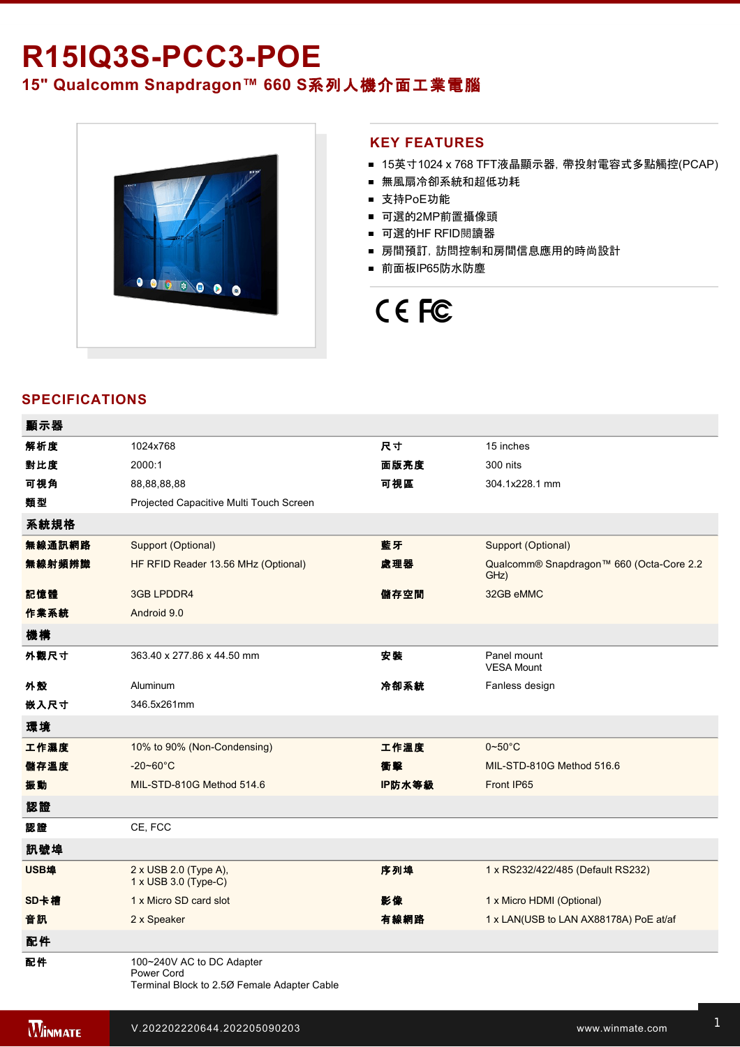# R15IQ3S-PCC3-POE

## 15" Qualcomm Snapdragon™ 660 S系列人機介面工業電腦

## KEY FEATURES

- 15英寸1024 x 768 TFT液晶顯示器, 帶投射電容式多點觸控(PCAP)
- 無風扇冷卻系統和超低功耗
- 支持PoE功能
- 可選的2MP前置攝像頭
- 可選的HF RFID閱讀器
- 房間預訂, 訪問控制和房間信息應用的時尚設計
- 前面板IP65防水防塵

## SPECIFICATIONS

| **顯示器** | | | |
|---|---|---|---|
| **解析度** | 1024x768 | **尺寸** | 15 inches |
| **對比度** | 2000:1 | **面版亮度** | 300 nits |
| **可視角** | 88,88,88,88 | **可視區** | 304.1x228.1 mm |
| **類型** | Projected Capacitive Multi Touch Screen | | |
| **系統規格** | | | |
| **無線通訊網路** | Support (Optional) | **藍牙** | Support (Optional) |
| **無線射頻辨識** | HF RFID Reader 13.56 MHz (Optional) | **處理器** | Qualcomm® Snapdragon™ 660 (Octa-Core 2.2 GHz) |
| **記憶體** | 3GB LPDDR4 | **儲存空間** | 32GB eMMC |
| **作業系統** | Android 9.0 | | |
| **機構** | | | |
| **外觀尺寸** | 363.40 x 277.86 x 44.50 mm | **安裝** | Panel mount<br>VESA Mount |
| **外殼** | Aluminum | **冷卻系統** | Fanless design |
| **嵌入尺寸** | 346.5x261mm | | |
| **環境** | | | |
| **工作濕度** | 10% to 90% (Non-Condensing) | **工作溫度** | 0~50°C |
| **儲存溫度** | -20~60°C | **衝擊** | MIL-STD-810G Method 516.6 |
| **振動** | MIL-STD-810G Method 514.6 | **IP防水等級** | Front IP65 |
| **認證** | | | |
| **認證** | CE, FCC | | |
| **訊號埠** | | | |
| **USB埠** | 2 x USB 2.0 (Type A),<br>1 x USB 3.0 (Type-C) | **序列埠** | 1 x RS232/422/485 (Default RS232) |
| **SD卡槽** | 1 x Micro SD card slot | **影像** | 1 x Micro HDMI (Optional) |
| **音訊** | 2 x Speaker | **有線網路** | 1 x LAN(USB to LAN AX88178A) PoE at/af |
| **配件** | | | |
| **配件** | 100~240V AC to DC Adapter<br>Power Cord<br>Terminal Block to 2.5Ø Female Adapter Cable | | |

V.202202220644.202205090203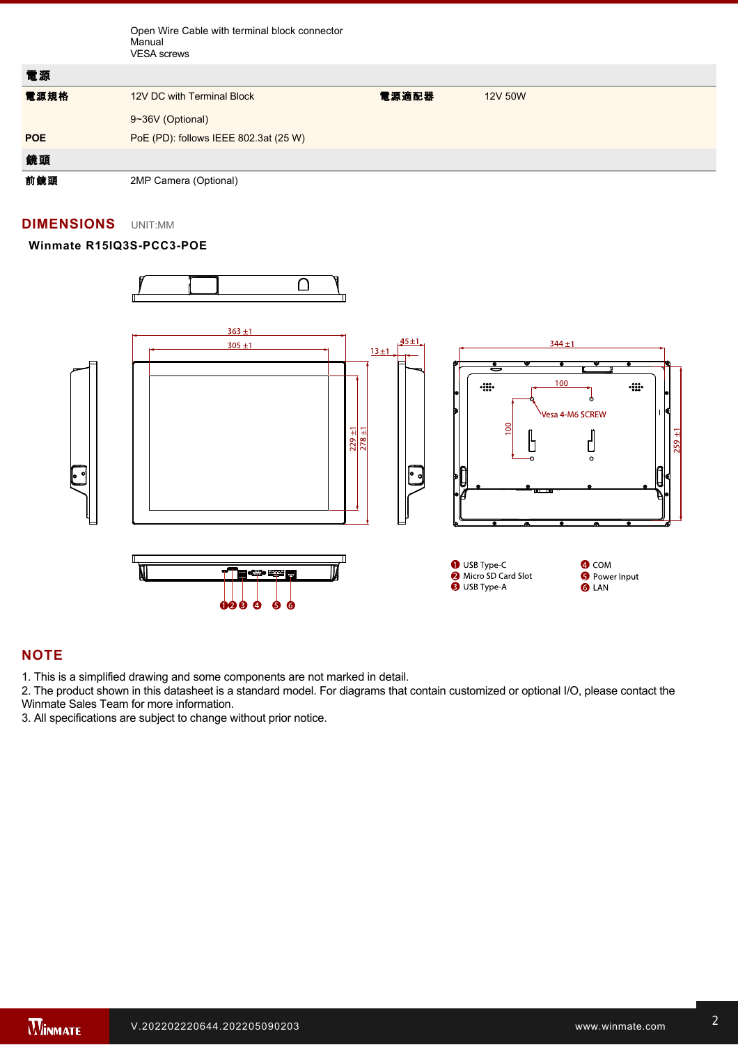Open Wire Cable with terminal block connector
Manual
VESA screws

| 電源 | | | |
|---|---|---|---|
| 電源規格 | 12V DC with Terminal Block<br>9~36V (Optional) | 電源適配器 | 12V 50W |
| POE | PoE (PD): follows IEEE 802.3at (25 W) | | |

| 鏡頭 | |
|---|---|
| 前鏡頭 | 2MP Camera (Optional) |

## DIMENSIONS UNIT:MM

**Winmate R15IQ3S-PCC3-POE**

363 ±1
305 ±1
13 ±1
45 ±1
344 ±1
229 ±1
278 ±1
259 ±1
100
100
Vesa 4-M6 SCREW

1 USB Type-C
2 Micro SD Card Slot
3 USB Type-A
4 COM
5 Power Input
6 LAN

## NOTE

1. This is a simplified drawing and some components are not marked in detail.
2. The product shown in this datasheet is a standard model. For diagrams that contain customized or optional I/O, please contact the Winmate Sales Team for more information.
3. All specifications are subject to change without prior notice.